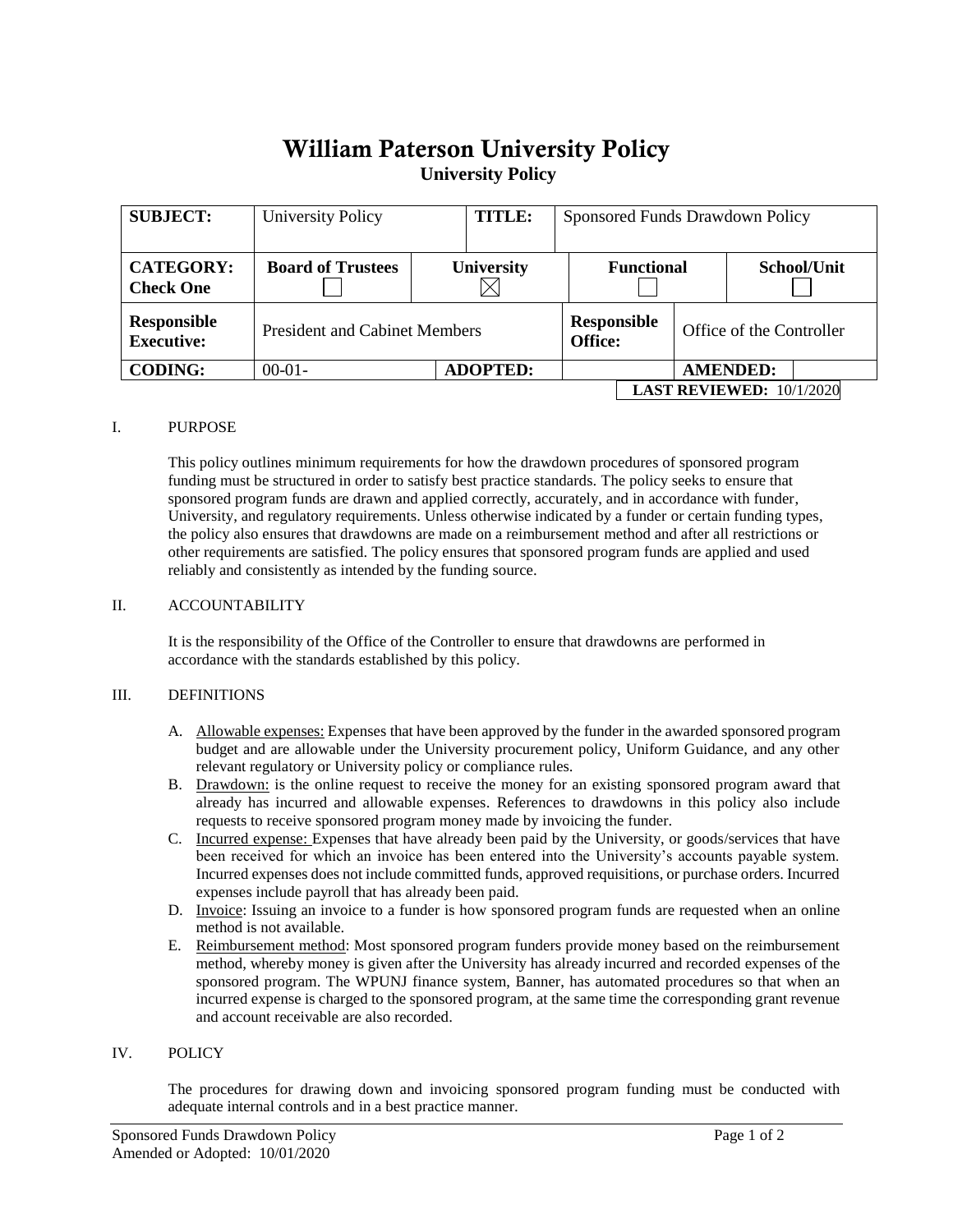# William Paterson University Policy

**University Policy**

| **SUBJECT:** | University Policy | | **TITLE:** | Sponsored Funds Drawdown Policy | | |
|---|---|---|---|---|---|---|
| **CATEGORY: Check One** | **Board of Trustees** ☐ | **University** ☒ | | **Functional** ☐ | | **School/Unit** ☐ |
| **Responsible Executive:** | President and Cabinet Members | | | **Responsible Office:** | Office of the Controller | |
| **CODING:** | 00-01- | **ADOPTED:** | | | **AMENDED:** | |
| | | | | | **LAST REVIEWED:** 10/1/2020 | |

I. PURPOSE

This policy outlines minimum requirements for how the drawdown procedures of sponsored program funding must be structured in order to satisfy best practice standards. The policy seeks to ensure that sponsored program funds are drawn and applied correctly, accurately, and in accordance with funder, University, and regulatory requirements. Unless otherwise indicated by a funder or certain funding types, the policy also ensures that drawdowns are made on a reimbursement method and after all restrictions or other requirements are satisfied. The policy ensures that sponsored program funds are applied and used reliably and consistently as intended by the funding source.

II. ACCOUNTABILITY

It is the responsibility of the Office of the Controller to ensure that drawdowns are performed in accordance with the standards established by this policy.

III. DEFINITIONS

A. Allowable expenses: Expenses that have been approved by the funder in the awarded sponsored program budget and are allowable under the University procurement policy, Uniform Guidance, and any other relevant regulatory or University policy or compliance rules.

B. Drawdown: is the online request to receive the money for an existing sponsored program award that already has incurred and allowable expenses. References to drawdowns in this policy also include requests to receive sponsored program money made by invoicing the funder.

C. Incurred expense: Expenses that have already been paid by the University, or goods/services that have been received for which an invoice has been entered into the University's accounts payable system. Incurred expenses does not include committed funds, approved requisitions, or purchase orders. Incurred expenses include payroll that has already been paid.

D. Invoice: Issuing an invoice to a funder is how sponsored program funds are requested when an online method is not available.

E. Reimbursement method: Most sponsored program funders provide money based on the reimbursement method, whereby money is given after the University has already incurred and recorded expenses of the sponsored program. The WPUNJ finance system, Banner, has automated procedures so that when an incurred expense is charged to the sponsored program, at the same time the corresponding grant revenue and account receivable are also recorded.

IV. POLICY

The procedures for drawing down and invoicing sponsored program funding must be conducted with adequate internal controls and in a best practice manner.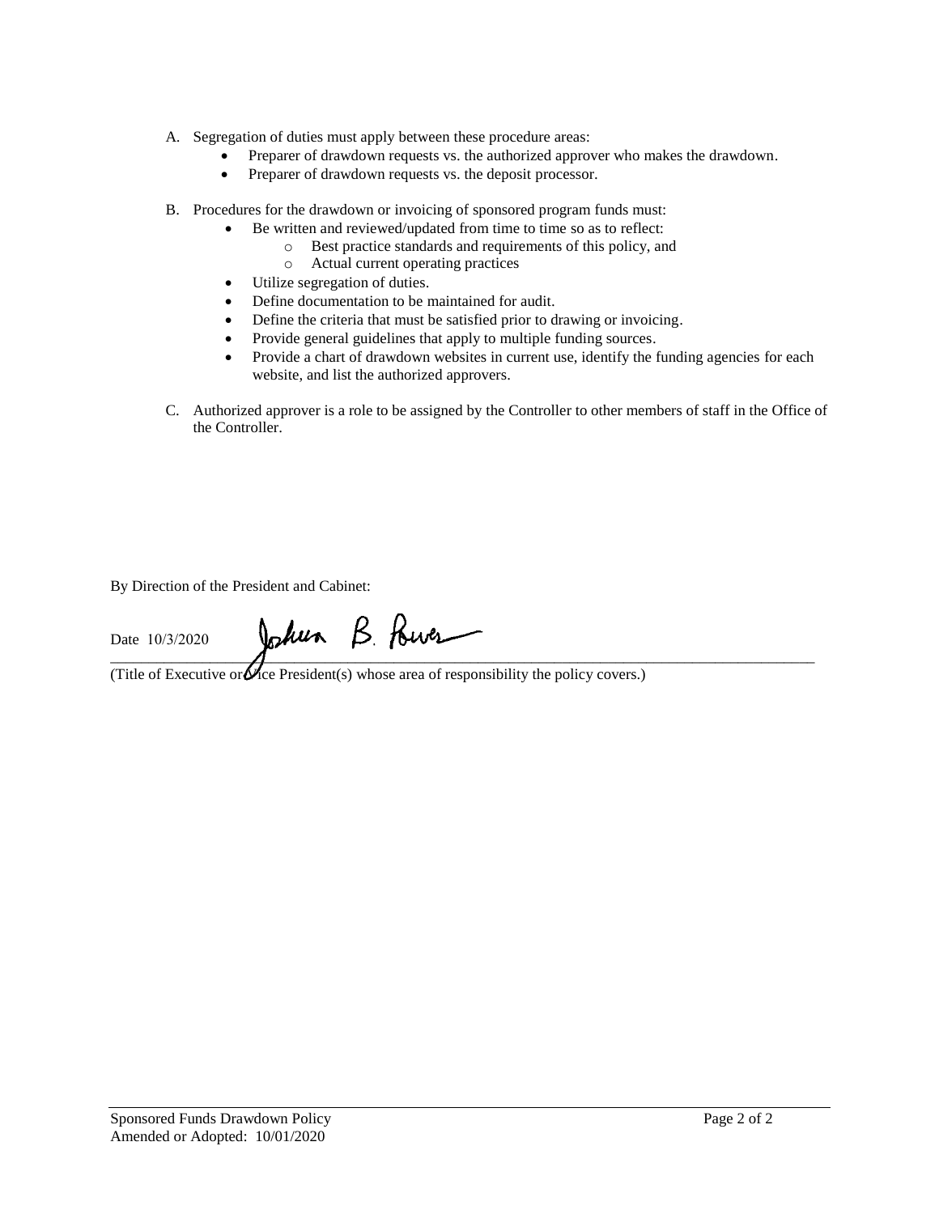A. Segregation of duties must apply between these procedure areas:
    - Preparer of drawdown requests vs. the authorized approver who makes the drawdown.
    - Preparer of drawdown requests vs. the deposit processor.

B. Procedures for the drawdown or invoicing of sponsored program funds must:
    - Be written and reviewed/updated from time to time so as to reflect:
        - Best practice standards and requirements of this policy, and
        - Actual current operating practices
    - Utilize segregation of duties.
    - Define documentation to be maintained for audit.
    - Define the criteria that must be satisfied prior to drawing or invoicing.
    - Provide general guidelines that apply to multiple funding sources.
    - Provide a chart of drawdown websites in current use, identify the funding agencies for each website, and list the authorized approvers.

C. Authorized approver is a role to be assigned by the Controller to other members of staff in the Office of the Controller.

By Direction of the President and Cabinet:

Date 10/3/2020 Joshua B. Powers

(Title of Executive or Vice President(s) whose area of responsibility the policy covers.)

Sponsored Funds Drawdown Policy
Amended or Adopted: 10/01/2020